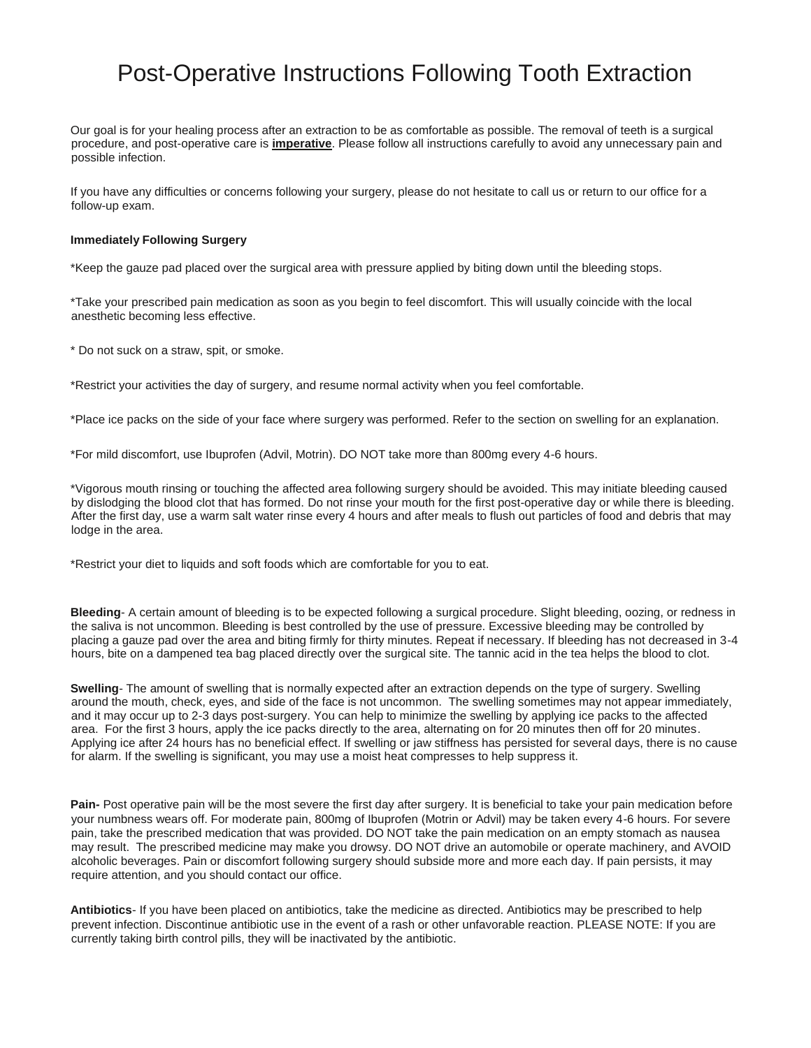# Post-Operative Instructions Following Tooth Extraction

Our goal is for your healing process after an extraction to be as comfortable as possible. The removal of teeth is a surgical procedure, and post-operative care is **imperative**. Please follow all instructions carefully to avoid any unnecessary pain and possible infection.

If you have any difficulties or concerns following your surgery, please do not hesitate to call us or return to our office for a follow-up exam.

**Immediately Following Surgery**

*Keep the gauze pad placed over the surgical area with pressure applied by biting down until the bleeding stops.

*Take your prescribed pain medication as soon as you begin to feel discomfort. This will usually coincide with the local anesthetic becoming less effective.

* Do not suck on a straw, spit, or smoke.

*Restrict your activities the day of surgery, and resume normal activity when you feel comfortable.

*Place ice packs on the side of your face where surgery was performed. Refer to the section on swelling for an explanation.

*For mild discomfort, use Ibuprofen (Advil, Motrin). DO NOT take more than 800mg every 4-6 hours.

*Vigorous mouth rinsing or touching the affected area following surgery should be avoided. This may initiate bleeding caused by dislodging the blood clot that has formed. Do not rinse your mouth for the first post-operative day or while there is bleeding. After the first day, use a warm salt water rinse every 4 hours and after meals to flush out particles of food and debris that may lodge in the area.

*Restrict your diet to liquids and soft foods which are comfortable for you to eat.

**Bleeding**- A certain amount of bleeding is to be expected following a surgical procedure. Slight bleeding, oozing, or redness in the saliva is not uncommon. Bleeding is best controlled by the use of pressure. Excessive bleeding may be controlled by placing a gauze pad over the area and biting firmly for thirty minutes. Repeat if necessary. If bleeding has not decreased in 3-4 hours, bite on a dampened tea bag placed directly over the surgical site. The tannic acid in the tea helps the blood to clot.

**Swelling**- The amount of swelling that is normally expected after an extraction depends on the type of surgery. Swelling around the mouth, check, eyes, and side of the face is not uncommon. The swelling sometimes may not appear immediately, and it may occur up to 2-3 days post-surgery. You can help to minimize the swelling by applying ice packs to the affected area. For the first 3 hours, apply the ice packs directly to the area, alternating on for 20 minutes then off for 20 minutes. Applying ice after 24 hours has no beneficial effect. If swelling or jaw stiffness has persisted for several days, there is no cause for alarm. If the swelling is significant, you may use a moist heat compresses to help suppress it.

**Pain-** Post operative pain will be the most severe the first day after surgery. It is beneficial to take your pain medication before your numbness wears off. For moderate pain, 800mg of Ibuprofen (Motrin or Advil) may be taken every 4-6 hours. For severe pain, take the prescribed medication that was provided. DO NOT take the pain medication on an empty stomach as nausea may result. The prescribed medicine may make you drowsy. DO NOT drive an automobile or operate machinery, and AVOID alcoholic beverages. Pain or discomfort following surgery should subside more and more each day. If pain persists, it may require attention, and you should contact our office.

**Antibiotics**- If you have been placed on antibiotics, take the medicine as directed. Antibiotics may be prescribed to help prevent infection. Discontinue antibiotic use in the event of a rash or other unfavorable reaction. PLEASE NOTE: If you are currently taking birth control pills, they will be inactivated by the antibiotic.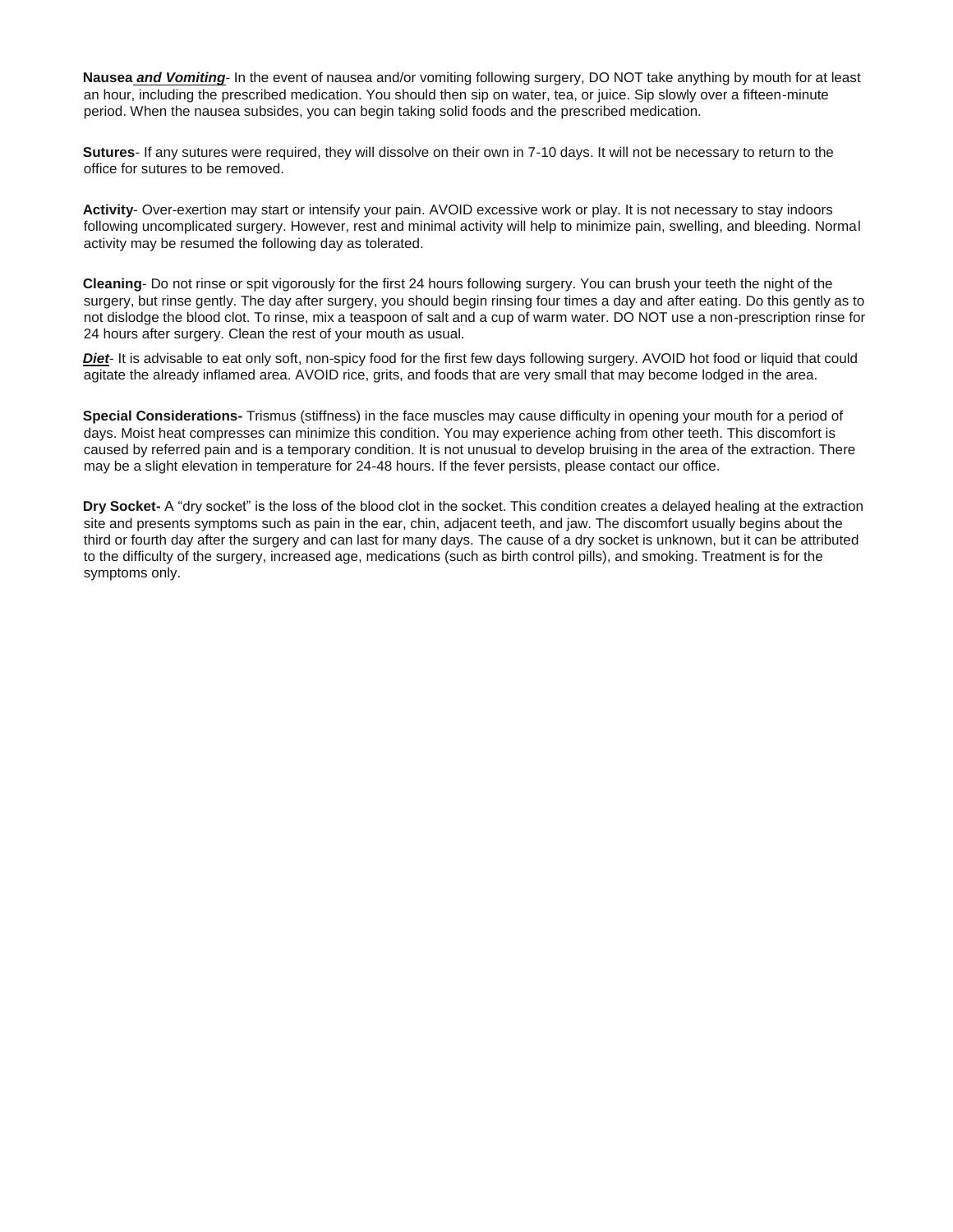**Nausea** ***and Vomiting***- In the event of nausea and/or vomiting following surgery, DO NOT take anything by mouth for at least an hour, including the prescribed medication. You should then sip on water, tea, or juice. Sip slowly over a fifteen-minute period. When the nausea subsides, you can begin taking solid foods and the prescribed medication.

**Sutures**- If any sutures were required, they will dissolve on their own in 7-10 days. It will not be necessary to return to the office for sutures to be removed.

**Activity**- Over-exertion may start or intensify your pain. AVOID excessive work or play. It is not necessary to stay indoors following uncomplicated surgery. However, rest and minimal activity will help to minimize pain, swelling, and bleeding. Normal activity may be resumed the following day as tolerated.

**Cleaning**- Do not rinse or spit vigorously for the first 24 hours following surgery. You can brush your teeth the night of the surgery, but rinse gently. The day after surgery, you should begin rinsing four times a day and after eating. Do this gently as to not dislodge the blood clot. To rinse, mix a teaspoon of salt and a cup of warm water. DO NOT use a non-prescription rinse for 24 hours after surgery. Clean the rest of your mouth as usual.

***Diet***- It is advisable to eat only soft, non-spicy food for the first few days following surgery. AVOID hot food or liquid that could agitate the already inflamed area. AVOID rice, grits, and foods that are very small that may become lodged in the area.

**Special Considerations-** Trismus (stiffness) in the face muscles may cause difficulty in opening your mouth for a period of days. Moist heat compresses can minimize this condition. You may experience aching from other teeth. This discomfort is caused by referred pain and is a temporary condition. It is not unusual to develop bruising in the area of the extraction. There may be a slight elevation in temperature for 24-48 hours. If the fever persists, please contact our office.

**Dry Socket-** A "dry socket" is the loss of the blood clot in the socket. This condition creates a delayed healing at the extraction site and presents symptoms such as pain in the ear, chin, adjacent teeth, and jaw. The discomfort usually begins about the third or fourth day after the surgery and can last for many days. The cause of a dry socket is unknown, but it can be attributed to the difficulty of the surgery, increased age, medications (such as birth control pills), and smoking. Treatment is for the symptoms only.